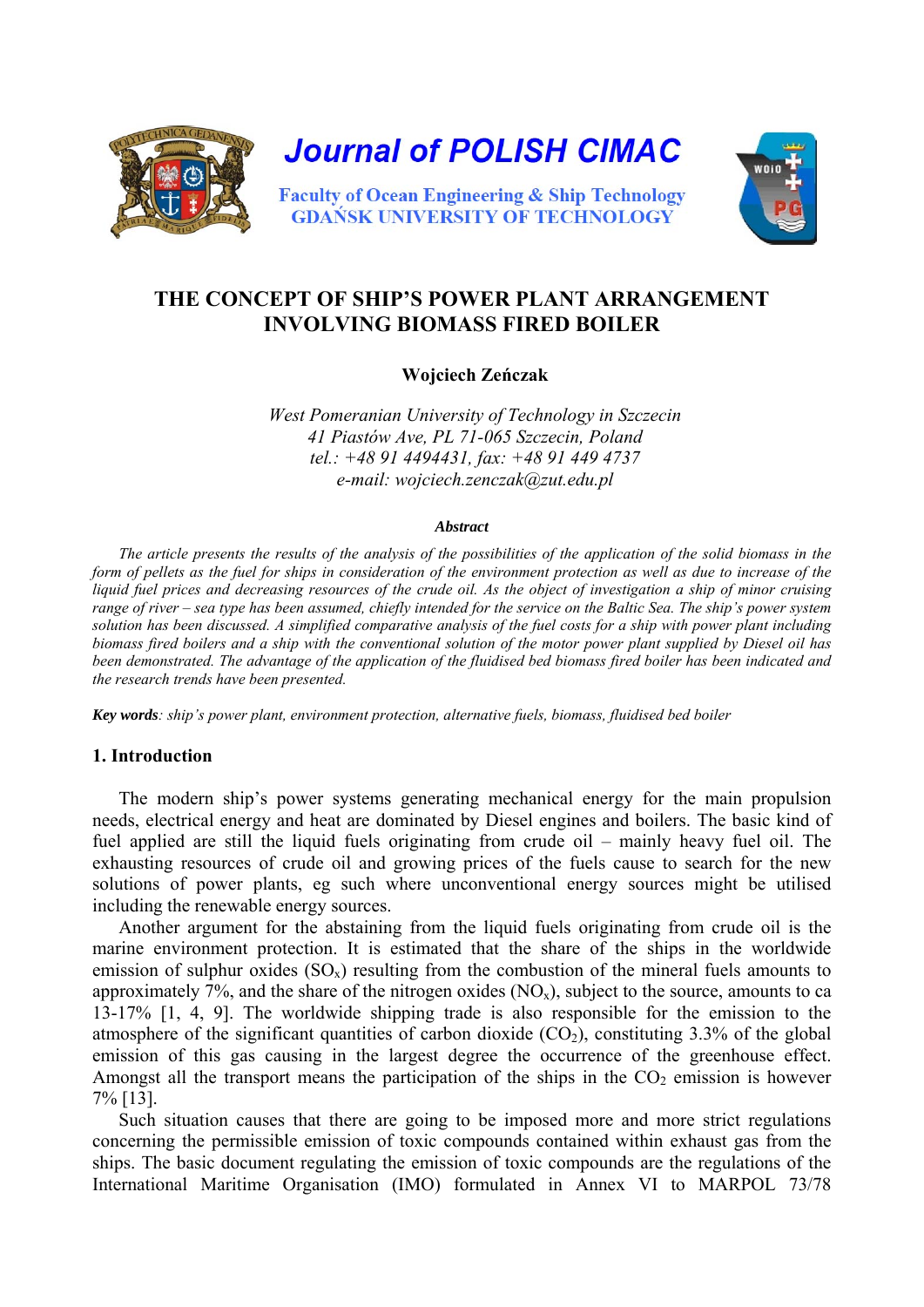Journal of POLISH CIMAC

Faculty of Ocean Engineering & Ship Technology
GDAŃSK UNIVERSITY OF TECHNOLOGY

# THE CONCEPT OF SHIP'S POWER PLANT ARRANGEMENT INVOLVING BIOMASS FIRED BOILER

**Wojciech Zeńczak**

*West Pomeranian University of Technology in Szczecin*
*41 Piastów Ave, PL 71-065 Szczecin, Poland*
*tel.: +48 91 4494431, fax: +48 91 449 4737*
*e-mail: wojciech.zenczak@zut.edu.pl*

***Abstract***

*The article presents the results of the analysis of the possibilities of the application of the solid biomass in the form of pellets as the fuel for ships in consideration of the environment protection as well as due to increase of the liquid fuel prices and decreasing resources of the crude oil. As the object of investigation a ship of minor cruising range of river – sea type has been assumed, chiefly intended for the service on the Baltic Sea. The ship's power system solution has been discussed. A simplified comparative analysis of the fuel costs for a ship with power plant including biomass fired boilers and a ship with the conventional solution of the motor power plant supplied by Diesel oil has been demonstrated. The advantage of the application of the fluidised bed biomass fired boiler has been indicated and the research trends have been presented.*

***Key words****: ship's power plant, environment protection, alternative fuels, biomass, fluidised bed boiler*

## 1. Introduction

The modern ship's power systems generating mechanical energy for the main propulsion needs, electrical energy and heat are dominated by Diesel engines and boilers. The basic kind of fuel applied are still the liquid fuels originating from crude oil – mainly heavy fuel oil. The exhausting resources of crude oil and growing prices of the fuels cause to search for the new solutions of power plants, eg such where unconventional energy sources might be utilised including the renewable energy sources.

Another argument for the abstaining from the liquid fuels originating from crude oil is the marine environment protection. It is estimated that the share of the ships in the worldwide emission of sulphur oxides ($SO_x$) resulting from the combustion of the mineral fuels amounts to approximately 7%, and the share of the nitrogen oxides ($NO_x$), subject to the source, amounts to ca 13-17% [1, 4, 9]. The worldwide shipping trade is also responsible for the emission to the atmosphere of the significant quantities of carbon dioxide ($CO_2$), constituting 3.3% of the global emission of this gas causing in the largest degree the occurrence of the greenhouse effect. Amongst all the transport means the participation of the ships in the $CO_2$ emission is however 7% [13].

Such situation causes that there are going to be imposed more and more strict regulations concerning the permissible emission of toxic compounds contained within exhaust gas from the ships. The basic document regulating the emission of toxic compounds are the regulations of the International Maritime Organisation (IMO) formulated in Annex VI to MARPOL 73/78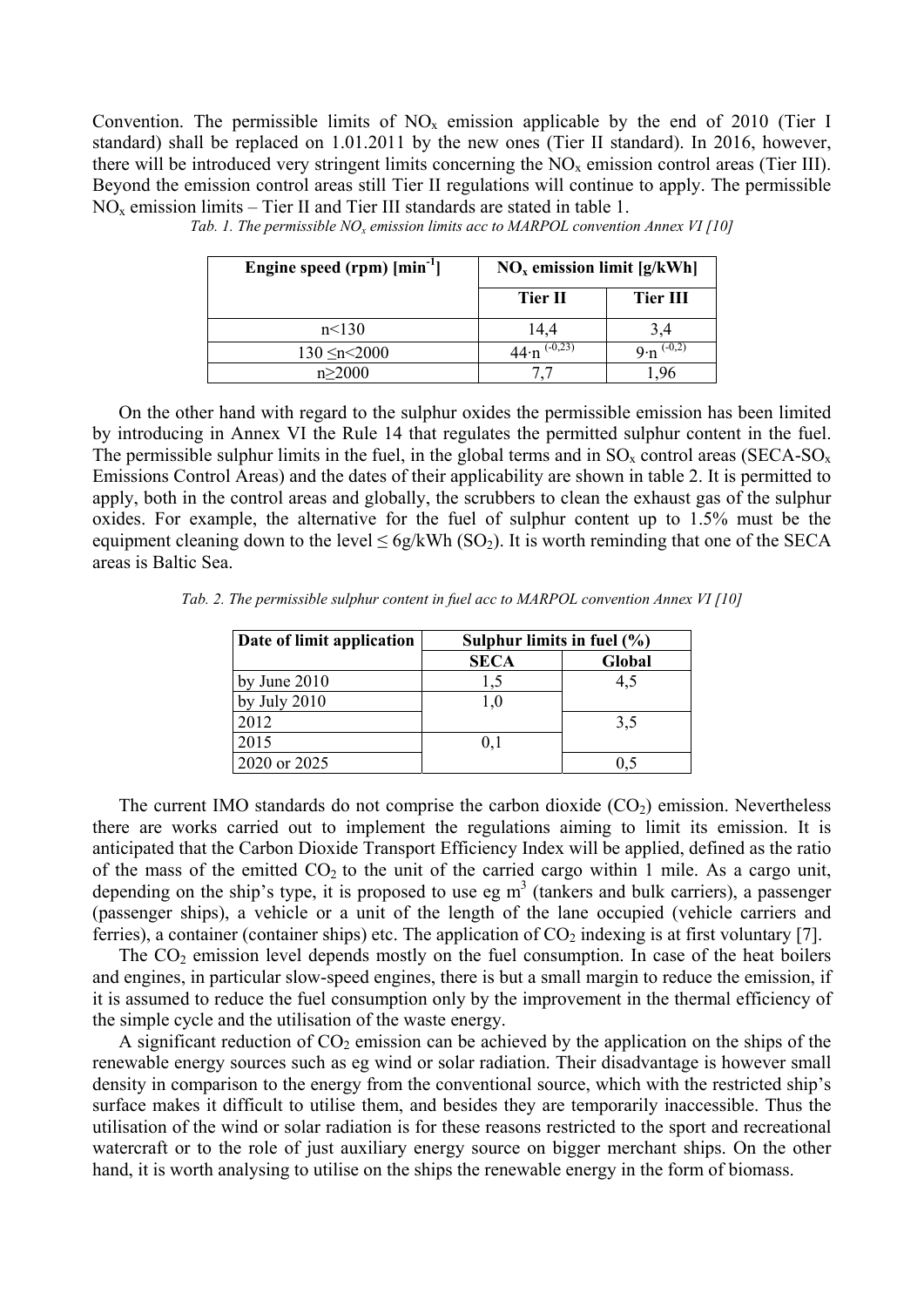Convention. The permissible limits of $NO_x$ emission applicable by the end of 2010 (Tier I standard) shall be replaced on 1.01.2011 by the new ones (Tier II standard). In 2016, however, there will be introduced very stringent limits concerning the $NO_x$ emission control areas (Tier III). Beyond the emission control areas still Tier II regulations will continue to apply. The permissible $NO_x$ emission limits – Tier II and Tier III standards are stated in table 1.

*Tab. 1. The permissible $NO_x$ emission limits acc to MARPOL convention Annex VI [10]*

| **Engine speed (rpm) [$min^{-1}$]** | **$NO_x$ emission limit [g/kWh]** | |
|---|---|---|
| | **Tier II** | **Tier III** |
| n<130 | 14,4 | 3,4 |
| 130 ≤n<2000 | $44 \cdot n^{(-0,23)}$ | $9 \cdot n^{(-0,2)}$ |
| n≥2000 | 7,7 | 1,96 |

On the other hand with regard to the sulphur oxides the permissible emission has been limited by introducing in Annex VI the Rule 14 that regulates the permitted sulphur content in the fuel. The permissible sulphur limits in the fuel, in the global terms and in $SO_x$ control areas (SECA-$SO_x$ Emissions Control Areas) and the dates of their applicability are shown in table 2. It is permitted to apply, both in the control areas and globally, the scrubbers to clean the exhaust gas of the sulphur oxides. For example, the alternative for the fuel of sulphur content up to 1.5% must be the equipment cleaning down to the level ≤ 6g/kWh ($SO_2$). It is worth reminding that one of the SECA areas is Baltic Sea.

*Tab. 2. The permissible sulphur content in fuel acc to MARPOL convention Annex VI [10]*

| **Date of limit application** | **Sulphur limits in fuel (%)** | |
|---|---|---|
| | **SECA** | **Global** |
| by June 2010 | 1,5 | 4,5 |
| by July 2010 | 1,0 | |
| 2012 | | 3,5 |
| 2015 | 0,1 | |
| 2020 or 2025 | | 0,5 |

The current IMO standards do not comprise the carbon dioxide ($CO_2$) emission. Nevertheless there are works carried out to implement the regulations aiming to limit its emission. It is anticipated that the Carbon Dioxide Transport Efficiency Index will be applied, defined as the ratio of the mass of the emitted $CO_2$ to the unit of the carried cargo within 1 mile. As a cargo unit, depending on the ship's type, it is proposed to use eg $m^3$ (tankers and bulk carriers), a passenger (passenger ships), a vehicle or a unit of the length of the lane occupied (vehicle carriers and ferries), a container (container ships) etc. The application of $CO_2$ indexing is at first voluntary [7].

The $CO_2$ emission level depends mostly on the fuel consumption. In case of the heat boilers and engines, in particular slow-speed engines, there is but a small margin to reduce the emission, if it is assumed to reduce the fuel consumption only by the improvement in the thermal efficiency of the simple cycle and the utilisation of the waste energy.

A significant reduction of $CO_2$ emission can be achieved by the application on the ships of the renewable energy sources such as eg wind or solar radiation. Their disadvantage is however small density in comparison to the energy from the conventional source, which with the restricted ship's surface makes it difficult to utilise them, and besides they are temporarily inaccessible. Thus the utilisation of the wind or solar radiation is for these reasons restricted to the sport and recreational watercraft or to the role of just auxiliary energy source on bigger merchant ships. On the other hand, it is worth analysing to utilise on the ships the renewable energy in the form of biomass.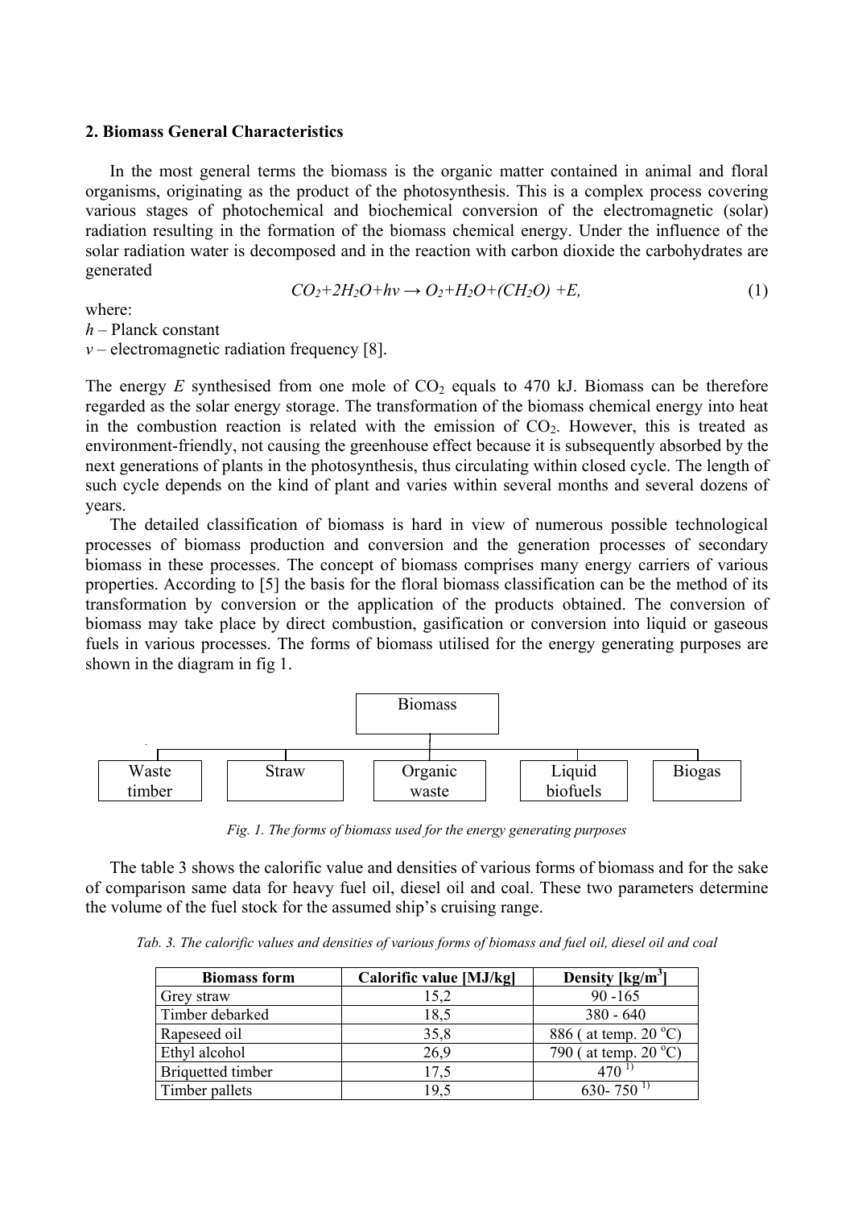## 2. Biomass General Characteristics

In the most general terms the biomass is the organic matter contained in animal and floral organisms, originating as the product of the photosynthesis. This is a complex process covering various stages of photochemical and biochemical conversion of the electromagnetic (solar) radiation resulting in the formation of the biomass chemical energy. Under the influence of the solar radiation water is decomposed and in the reaction with carbon dioxide the carbohydrates are generated

$$CO_2+2H_2O+h\nu \rightarrow O_2+H_2O+(CH_2O)+E, \tag{1}$$

where:
$h$ – Planck constant
$\nu$ – electromagnetic radiation frequency [8].

The energy $E$ synthesised from one mole of $CO_2$ equals to 470 kJ. Biomass can be therefore regarded as the solar energy storage. The transformation of the biomass chemical energy into heat in the combustion reaction is related with the emission of $CO_2$. However, this is treated as environment-friendly, not causing the greenhouse effect because it is subsequently absorbed by the next generations of plants in the photosynthesis, thus circulating within closed cycle. The length of such cycle depends on the kind of plant and varies within several months and several dozens of years.

The detailed classification of biomass is hard in view of numerous possible technological processes of biomass production and conversion and the generation processes of secondary biomass in these processes. The concept of biomass comprises many energy carriers of various properties. According to [5] the basis for the floral biomass classification can be the method of its transformation by conversion or the application of the products obtained. The conversion of biomass may take place by direct combustion, gasification or conversion into liquid or gaseous fuels in various processes. The forms of biomass utilised for the energy generating purposes are shown in the diagram in fig 1.

Biomass

Waste timber | Straw | Organic waste | Liquid biofuels | Biogas

*Fig. 1. The forms of biomass used for the energy generating purposes*

The table 3 shows the calorific value and densities of various forms of biomass and for the sake of comparison same data for heavy fuel oil, diesel oil and coal. These two parameters determine the volume of the fuel stock for the assumed ship's cruising range.

*Tab. 3. The calorific values and densities of various forms of biomass and fuel oil, diesel oil and coal*

| Biomass form | Calorific value [MJ/kg] | Density [kg/m$^3$] |
|---|---|---|
| Grey straw | 15,2 | 90 -165 |
| Timber debarked | 18,5 | 380 - 640 |
| Rapeseed oil | 35,8 | 886 ( at temp. 20 $^{o}$C) |
| Ethyl alcohol | 26,9 | 790 ( at temp. 20 $^{o}$C) |
| Briquetted timber | 17,5 | 470 [1)] |
| Timber pallets | 19,5 | 630- 750 [1)] |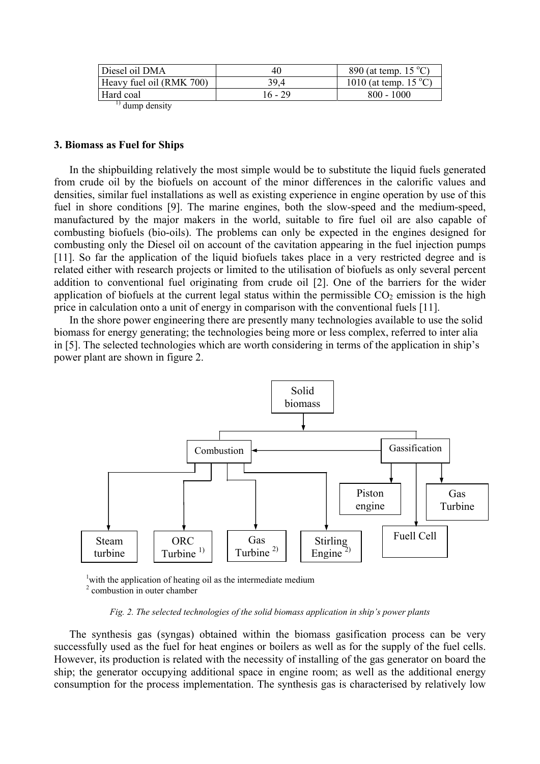| Diesel oil DMA | 40 | 890 (at temp. 15 °C) |
|---|---|---|
| Heavy fuel oil (RMK 700) | 39,4 | 1010 (at temp. 15 °C) |
| Hard coal | 16 - 29 | 800 - 1000 |

[1)] dump density

### 3. Biomass as Fuel for Ships

In the shipbuilding relatively the most simple would be to substitute the liquid fuels generated from crude oil by the biofuels on account of the minor differences in the calorific values and densities, similar fuel installations as well as existing experience in engine operation by use of this fuel in shore conditions [9]. The marine engines, both the slow-speed and the medium-speed, manufactured by the major makers in the world, suitable to fire fuel oil are also capable of combusting biofuels (bio-oils). The problems can only be expected in the engines designed for combusting only the Diesel oil on account of the cavitation appearing in the fuel injection pumps [11]. So far the application of the liquid biofuels takes place in a very restricted degree and is related either with research projects or limited to the utilisation of biofuels as only several percent addition to conventional fuel originating from crude oil [2]. One of the barriers for the wider application of biofuels at the current legal status within the permissible $CO_2$ emission is the high price in calculation onto a unit of energy in comparison with the conventional fuels [11].

In the shore power engineering there are presently many technologies available to use the solid biomass for energy generating; the technologies being more or less complex, referred to inter alia in [5]. The selected technologies which are worth considering in terms of the application in ship's power plant are shown in figure 2.

Solid biomass → Combustion; Gassification

Gassification → Combustion; Piston engine; Fuell Cell; Gas Turbine

Combustion → Steam turbine; ORC Turbine [1)]; Gas Turbine [2)]; Stirling Engine [2)]

[1]with the application of heating oil as the intermediate medium
[2] combustion in outer chamber

*Fig. 2. The selected technologies of the solid biomass application in ship's power plants*

The synthesis gas (syngas) obtained within the biomass gasification process can be very successfully used as the fuel for heat engines or boilers as well as for the supply of the fuel cells. However, its production is related with the necessity of installing of the gas generator on board the ship; the generator occupying additional space in engine room; as well as the additional energy consumption for the process implementation. The synthesis gas is characterised by relatively low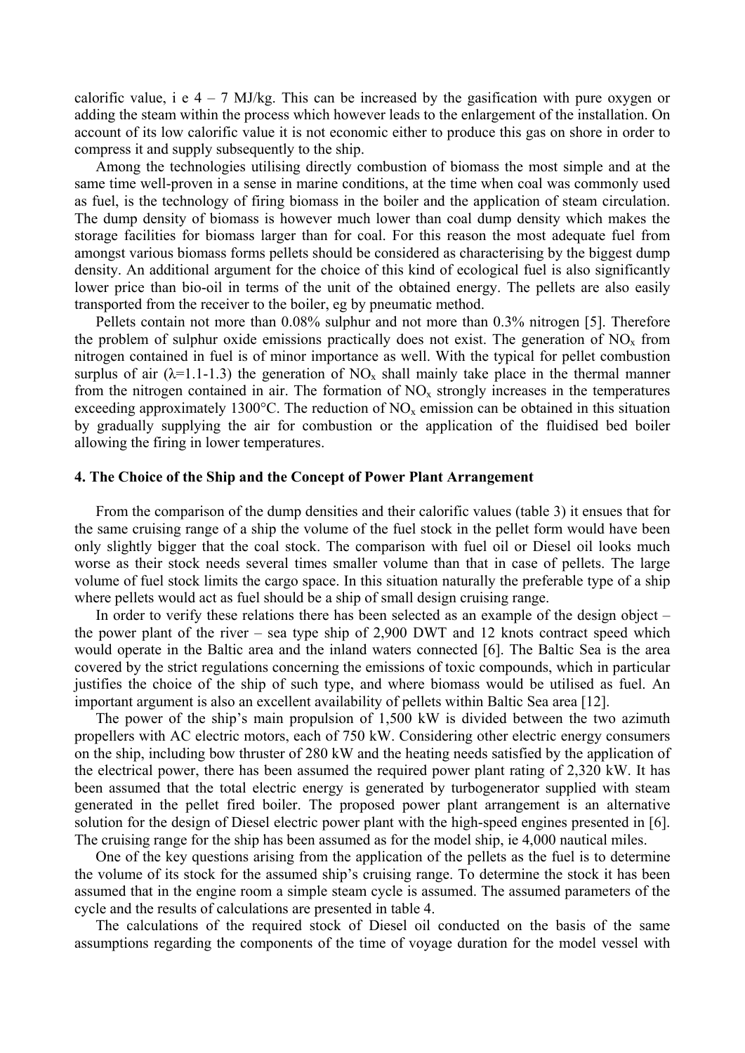calorific value, i e 4 – 7 MJ/kg. This can be increased by the gasification with pure oxygen or adding the steam within the process which however leads to the enlargement of the installation. On account of its low calorific value it is not economic either to produce this gas on shore in order to compress it and supply subsequently to the ship.

Among the technologies utilising directly combustion of biomass the most simple and at the same time well-proven in a sense in marine conditions, at the time when coal was commonly used as fuel, is the technology of firing biomass in the boiler and the application of steam circulation. The dump density of biomass is however much lower than coal dump density which makes the storage facilities for biomass larger than for coal. For this reason the most adequate fuel from amongst various biomass forms pellets should be considered as characterising by the biggest dump density. An additional argument for the choice of this kind of ecological fuel is also significantly lower price than bio-oil in terms of the unit of the obtained energy. The pellets are also easily transported from the receiver to the boiler, eg by pneumatic method.

Pellets contain not more than 0.08% sulphur and not more than 0.3% nitrogen [5]. Therefore the problem of sulphur oxide emissions practically does not exist. The generation of $NO_x$ from nitrogen contained in fuel is of minor importance as well. With the typical for pellet combustion surplus of air ($\lambda$=1.1-1.3) the generation of $NO_x$ shall mainly take place in the thermal manner from the nitrogen contained in air. The formation of $NO_x$ strongly increases in the temperatures exceeding approximately 1300°C. The reduction of $NO_x$ emission can be obtained in this situation by gradually supplying the air for combustion or the application of the fluidised bed boiler allowing the firing in lower temperatures.

#### 4. The Choice of the Ship and the Concept of Power Plant Arrangement

From the comparison of the dump densities and their calorific values (table 3) it ensues that for the same cruising range of a ship the volume of the fuel stock in the pellet form would have been only slightly bigger that the coal stock. The comparison with fuel oil or Diesel oil looks much worse as their stock needs several times smaller volume than that in case of pellets. The large volume of fuel stock limits the cargo space. In this situation naturally the preferable type of a ship where pellets would act as fuel should be a ship of small design cruising range.

In order to verify these relations there has been selected as an example of the design object – the power plant of the river – sea type ship of 2,900 DWT and 12 knots contract speed which would operate in the Baltic area and the inland waters connected [6]. The Baltic Sea is the area covered by the strict regulations concerning the emissions of toxic compounds, which in particular justifies the choice of the ship of such type, and where biomass would be utilised as fuel. An important argument is also an excellent availability of pellets within Baltic Sea area [12].

The power of the ship's main propulsion of 1,500 kW is divided between the two azimuth propellers with AC electric motors, each of 750 kW. Considering other electric energy consumers on the ship, including bow thruster of 280 kW and the heating needs satisfied by the application of the electrical power, there has been assumed the required power plant rating of 2,320 kW. It has been assumed that the total electric energy is generated by turbogenerator supplied with steam generated in the pellet fired boiler. The proposed power plant arrangement is an alternative solution for the design of Diesel electric power plant with the high-speed engines presented in [6]. The cruising range for the ship has been assumed as for the model ship, ie 4,000 nautical miles.

One of the key questions arising from the application of the pellets as the fuel is to determine the volume of its stock for the assumed ship's cruising range. To determine the stock it has been assumed that in the engine room a simple steam cycle is assumed. The assumed parameters of the cycle and the results of calculations are presented in table 4.

The calculations of the required stock of Diesel oil conducted on the basis of the same assumptions regarding the components of the time of voyage duration for the model vessel with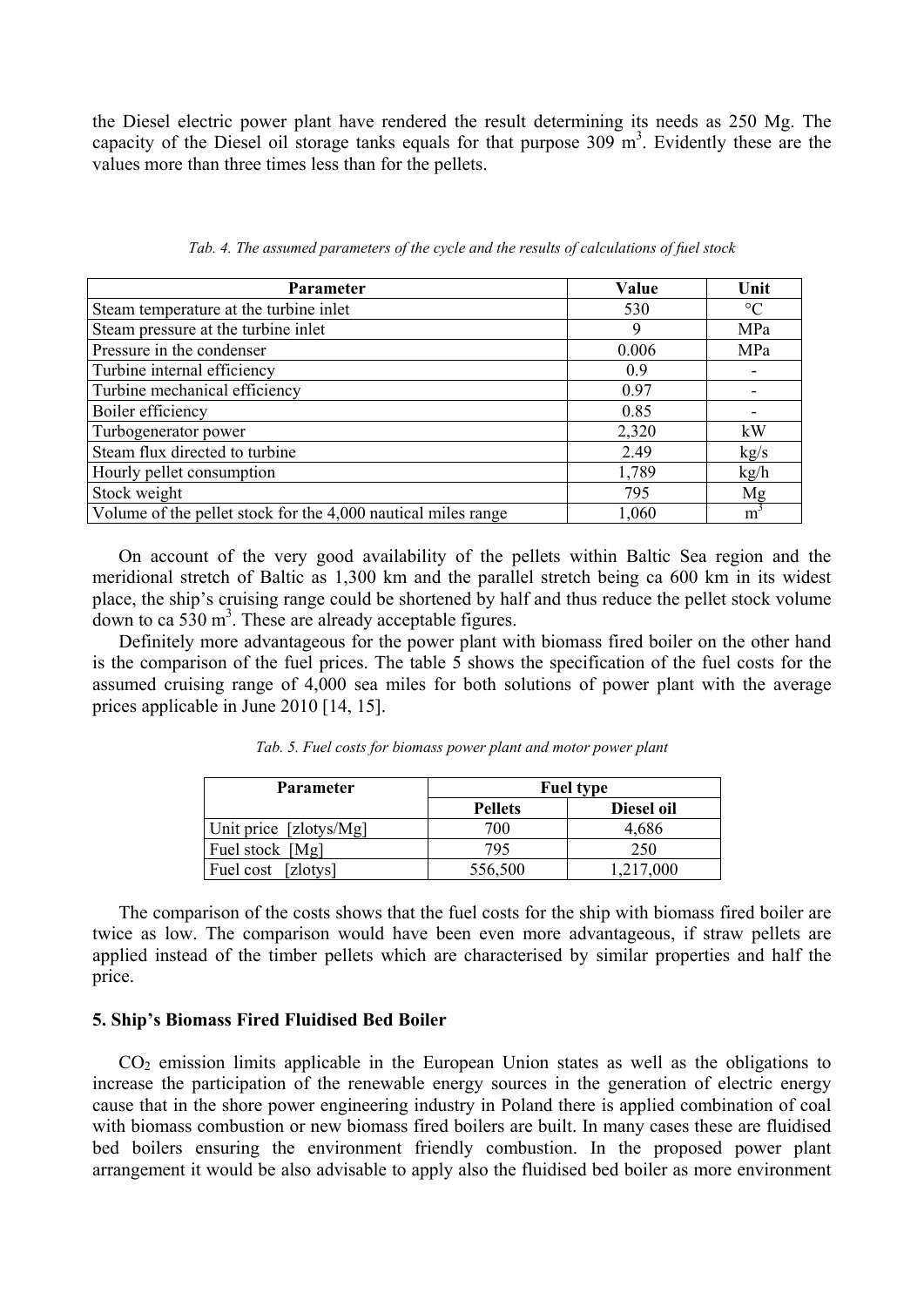the Diesel electric power plant have rendered the result determining its needs as 250 Mg. The capacity of the Diesel oil storage tanks equals for that purpose 309 $m^3$. Evidently these are the values more than three times less than for the pellets.

*Tab. 4. The assumed parameters of the cycle and the results of calculations of fuel stock*

| Parameter | Value | Unit |
|---|---|---|
| Steam temperature at the turbine inlet | 530 | °C |
| Steam pressure at the turbine inlet | 9 | MPa |
| Pressure in the condenser | 0.006 | MPa |
| Turbine internal efficiency | 0.9 | - |
| Turbine mechanical efficiency | 0.97 | - |
| Boiler efficiency | 0.85 | - |
| Turbogenerator power | 2,320 | kW |
| Steam flux directed to turbine | 2.49 | kg/s |
| Hourly pellet consumption | 1,789 | kg/h |
| Stock weight | 795 | Mg |
| Volume of the pellet stock for the 4,000 nautical miles range | 1,060 | $m^3$ |

On account of the very good availability of the pellets within Baltic Sea region and the meridional stretch of Baltic as 1,300 km and the parallel stretch being ca 600 km in its widest place, the ship's cruising range could be shortened by half and thus reduce the pellet stock volume down to ca 530 $m^3$. These are already acceptable figures.

Definitely more advantageous for the power plant with biomass fired boiler on the other hand is the comparison of the fuel prices. The table 5 shows the specification of the fuel costs for the assumed cruising range of 4,000 sea miles for both solutions of power plant with the average prices applicable in June 2010 [14, 15].

*Tab. 5. Fuel costs for biomass power plant and motor power plant*

| Parameter | Fuel type | |
|---|---|---|
| | Pellets | Diesel oil |
| Unit price [zlotys/Mg] | 700 | 4,686 |
| Fuel stock [Mg] | 795 | 250 |
| Fuel cost [zlotys] | 556,500 | 1,217,000 |

The comparison of the costs shows that the fuel costs for the ship with biomass fired boiler are twice as low. The comparison would have been even more advantageous, if straw pellets are applied instead of the timber pellets which are characterised by similar properties and half the price.

## 5. Ship's Biomass Fired Fluidised Bed Boiler

$CO_2$ emission limits applicable in the European Union states as well as the obligations to increase the participation of the renewable energy sources in the generation of electric energy cause that in the shore power engineering industry in Poland there is applied combination of coal with biomass combustion or new biomass fired boilers are built. In many cases these are fluidised bed boilers ensuring the environment friendly combustion. In the proposed power plant arrangement it would be also advisable to apply also the fluidised bed boiler as more environment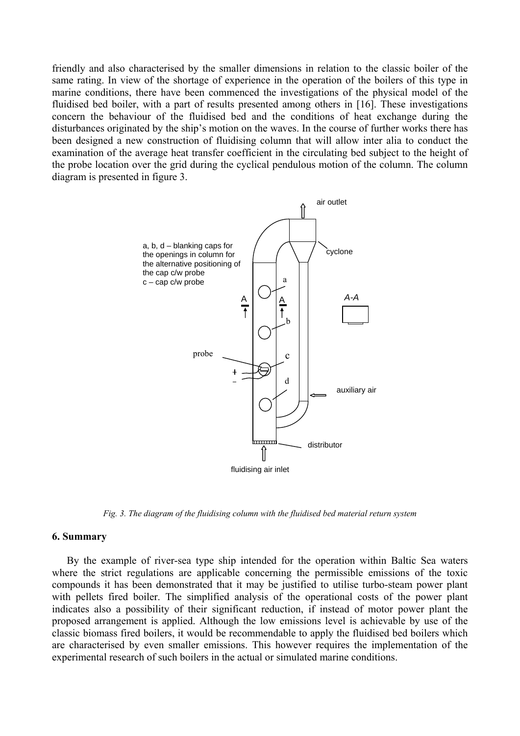friendly and also characterised by the smaller dimensions in relation to the classic boiler of the same rating. In view of the shortage of experience in the operation of the boilers of this type in marine conditions, there have been commenced the investigations of the physical model of the fluidised bed boiler, with a part of results presented among others in [16]. These investigations concern the behaviour of the fluidised bed and the conditions of heat exchange during the disturbances originated by the ship's motion on the waves. In the course of further works there has been designed a new construction of fluidising column that will allow inter alia to conduct the examination of the average heat transfer coefficient in the circulating bed subject to the height of the probe location over the grid during the cyclical pendulous motion of the column. The column diagram is presented in figure 3.

*Fig. 3. The diagram of the fluidising column with the fluidised bed material return system*

## 6. Summary

By the example of river-sea type ship intended for the operation within Baltic Sea waters where the strict regulations are applicable concerning the permissible emissions of the toxic compounds it has been demonstrated that it may be justified to utilise turbo-steam power plant with pellets fired boiler. The simplified analysis of the operational costs of the power plant indicates also a possibility of their significant reduction, if instead of motor power plant the proposed arrangement is applied. Although the low emissions level is achievable by use of the classic biomass fired boilers, it would be recommendable to apply the fluidised bed boilers which are characterised by even smaller emissions. This however requires the implementation of the experimental research of such boilers in the actual or simulated marine conditions.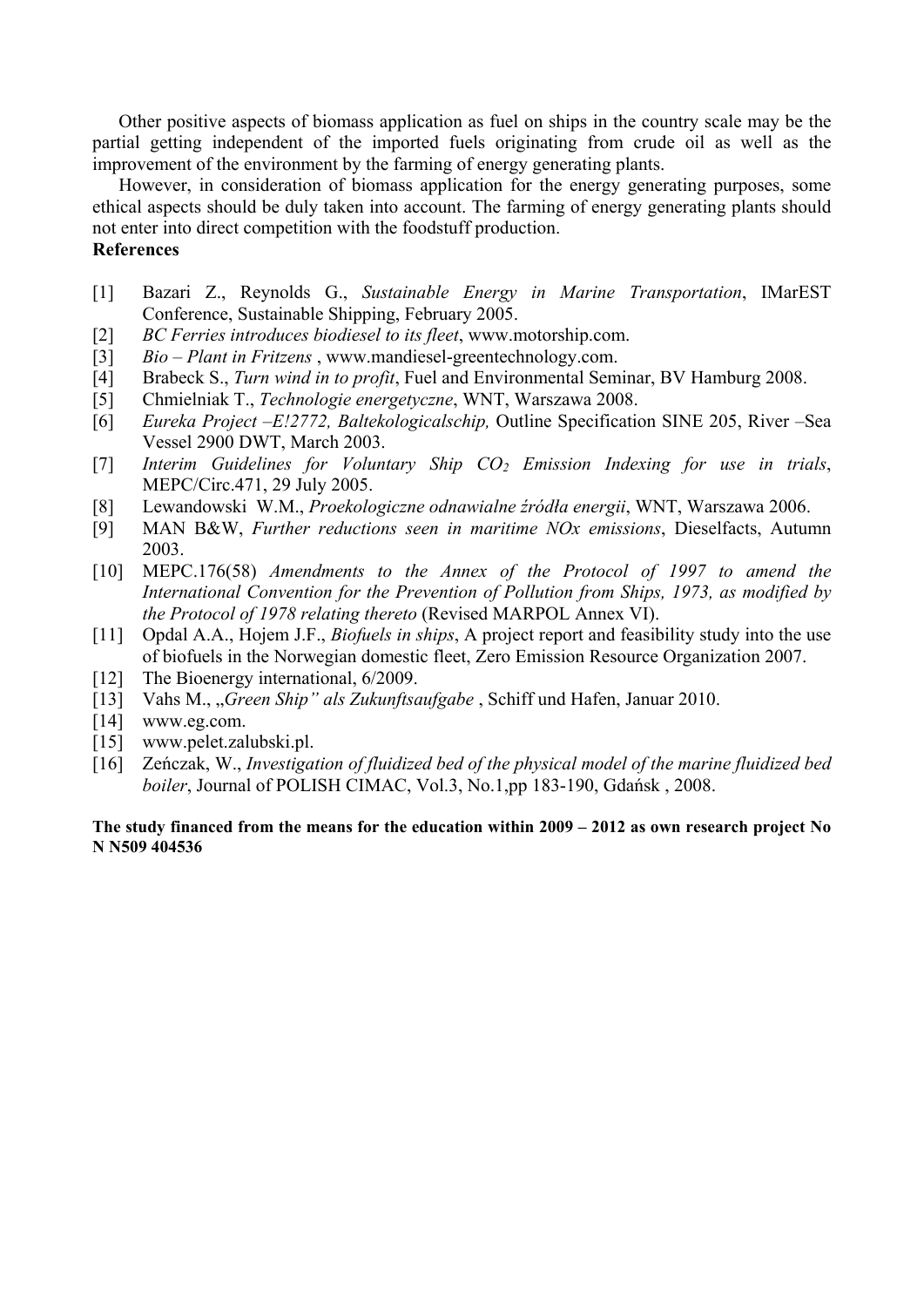Other positive aspects of biomass application as fuel on ships in the country scale may be the partial getting independent of the imported fuels originating from crude oil as well as the improvement of the environment by the farming of energy generating plants.

However, in consideration of biomass application for the energy generating purposes, some ethical aspects should be duly taken into account. The farming of energy generating plants should not enter into direct competition with the foodstuff production.

**References**

[1] Bazari Z., Reynolds G., *Sustainable Energy in Marine Transportation*, IMarEST Conference, Sustainable Shipping, February 2005.

[2] *BC Ferries introduces biodiesel to its fleet*, www.motorship.com.

[3] *Bio – Plant in Fritzens* , www.mandiesel-greentechnology.com.

[4] Brabeck S., *Turn wind in to profit*, Fuel and Environmental Seminar, BV Hamburg 2008.

[5] Chmielniak T., *Technologie energetyczne*, WNT, Warszawa 2008.

[6] *Eureka Project –E!2772, Baltekologicalschip,* Outline Specification SINE 205, River –Sea Vessel 2900 DWT, March 2003.

[7] *Interim Guidelines for Voluntary Ship $CO_2$ Emission Indexing for use in trials*, MEPC/Circ.471, 29 July 2005.

[8] Lewandowski W.M., *Proekologiczne odnawialne źródła energii*, WNT, Warszawa 2006.

[9] MAN B&W, *Further reductions seen in maritime NOx emissions*, Dieselfacts, Autumn 2003.

[10] MEPC.176(58) *Amendments to the Annex of the Protocol of 1997 to amend the International Convention for the Prevention of Pollution from Ships, 1973, as modified by the Protocol of 1978 relating thereto* (Revised MARPOL Annex VI).

[11] Opdal A.A., Hojem J.F., *Biofuels in ships*, A project report and feasibility study into the use of biofuels in the Norwegian domestic fleet, Zero Emission Resource Organization 2007.

[12] The Bioenergy international, 6/2009.

[13] Vahs M., „*Green Ship" als Zukunftsaufgabe* , Schiff und Hafen, Januar 2010.

[14] www.eg.com.

[15] www.pelet.zalubski.pl.

[16] Zeńczak, W., *Investigation of fluidized bed of the physical model of the marine fluidized bed boiler*, Journal of POLISH CIMAC, Vol.3, No.1,pp 183-190, Gdańsk , 2008.

**The study financed from the means for the education within 2009 – 2012 as own research project No N N509 404536**